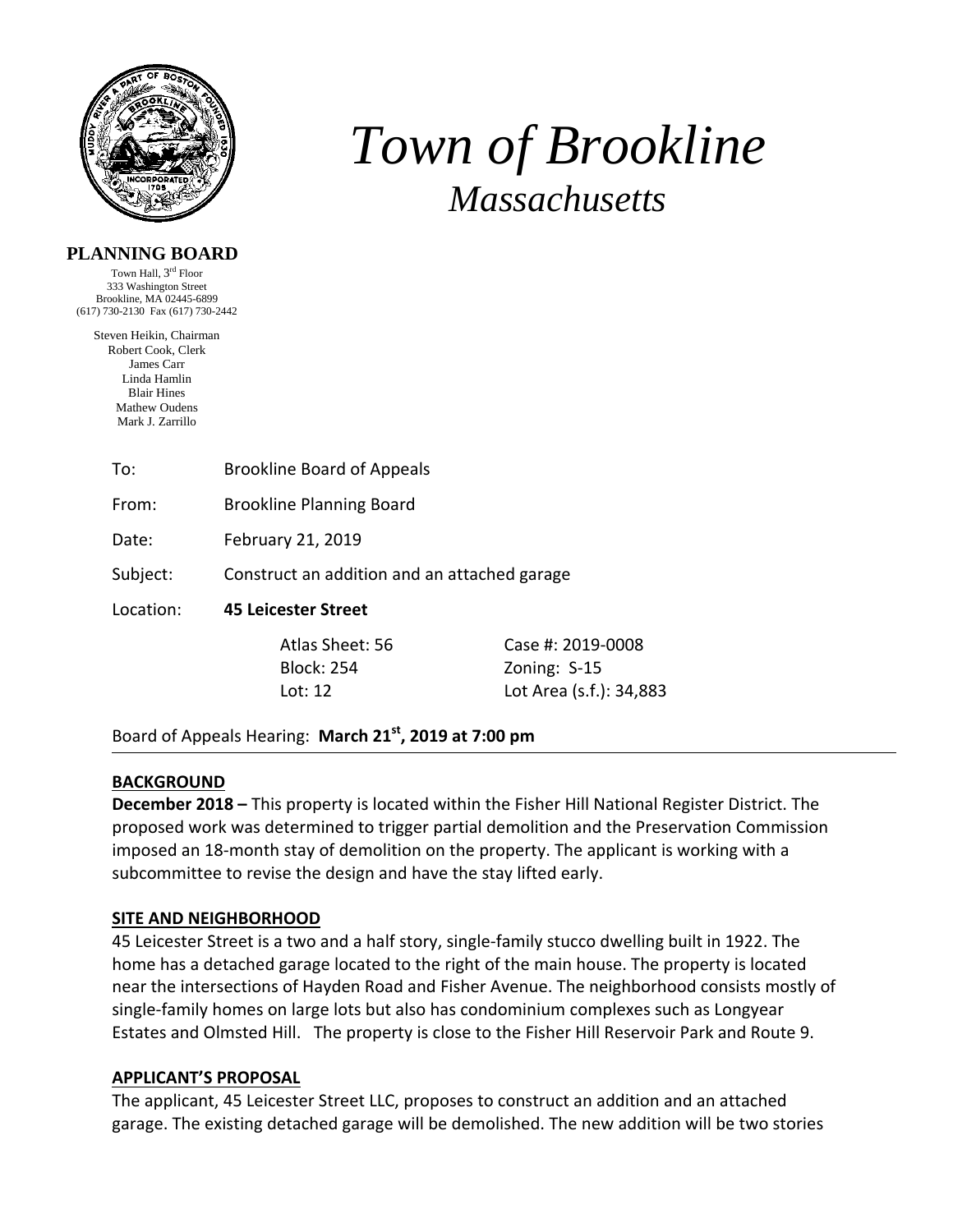# Town of Brookline

## *Massachusetts*

**PLANNING BOARD**

Town Hall, 3rd Floor
333 Washington Street
Brookline, MA 02445-6899
(617) 730-2130 Fax (617) 730-2442

Steven Heikin, Chairman
Robert Cook, Clerk
James Carr
Linda Hamlin
Blair Hines
Mathew Oudens
Mark J. Zarrillo

| | | |
|---|---|---|
| To: | Brookline Board of Appeals | |
| From: | Brookline Planning Board | |
| Date: | February 21, 2019 | |
| Subject: | Construct an addition and an attached garage | |
| Location: | **45 Leicester Street** | |
| | Atlas Sheet: 56 | Case #: 2019-0008 |
| | Block: 254 | Zoning: S-15 |
| | Lot: 12 | Lot Area (s.f.): 34,883 |

Board of Appeals Hearing: **March 21st, 2019 at 7:00 pm**

---

**BACKGROUND**

**December 2018 –** This property is located within the Fisher Hill National Register District. The proposed work was determined to trigger partial demolition and the Preservation Commission imposed an 18-month stay of demolition on the property. The applicant is working with a subcommittee to revise the design and have the stay lifted early.

**SITE AND NEIGHBORHOOD**

45 Leicester Street is a two and a half story, single-family stucco dwelling built in 1922. The home has a detached garage located to the right of the main house. The property is located near the intersections of Hayden Road and Fisher Avenue. The neighborhood consists mostly of single-family homes on large lots but also has condominium complexes such as Longyear Estates and Olmsted Hill. The property is close to the Fisher Hill Reservoir Park and Route 9.

**APPLICANT'S PROPOSAL**

The applicant, 45 Leicester Street LLC, proposes to construct an addition and an attached garage. The existing detached garage will be demolished. The new addition will be two stories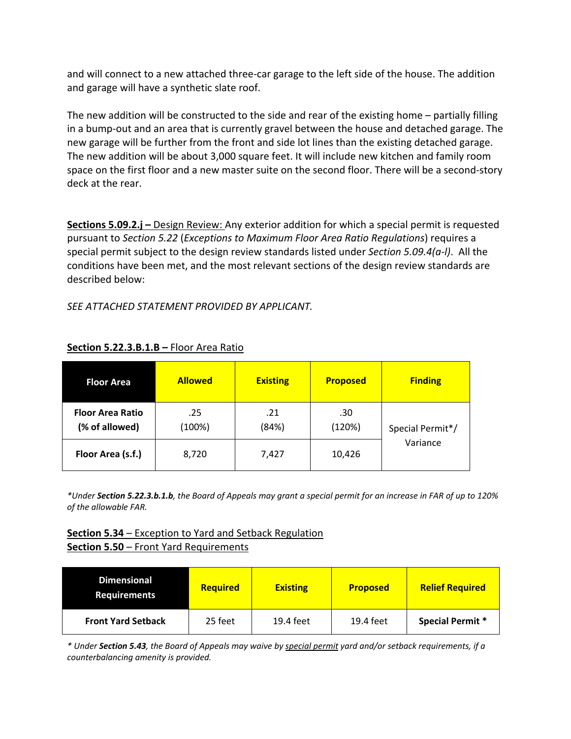and will connect to a new attached three-car garage to the left side of the house. The addition and garage will have a synthetic slate roof.

The new addition will be constructed to the side and rear of the existing home – partially filling in a bump-out and an area that is currently gravel between the house and detached garage. The new garage will be further from the front and side lot lines than the existing detached garage. The new addition will be about 3,000 square feet. It will include new kitchen and family room space on the first floor and a new master suite on the second floor. There will be a second-story deck at the rear.

**Sections 5.09.2.j –** Design Review: Any exterior addition for which a special permit is requested pursuant to *Section 5.22* (*Exceptions to Maximum Floor Area Ratio Regulations*) requires a special permit subject to the design review standards listed under *Section 5.09.4(a-l)*. All the conditions have been met, and the most relevant sections of the design review standards are described below:

*SEE ATTACHED STATEMENT PROVIDED BY APPLICANT.*

**Section 5.22.3.B.1.B –** Floor Area Ratio

| Floor Area | Allowed | Existing | Proposed | Finding |
|---|---|---|---|---|
| **Floor Area Ratio (% of allowed)** | .25 (100%) | .21 (84%) | .30 (120%) | Special Permit*/ Variance |
| **Floor Area (s.f.)** | 8,720 | 7,427 | 10,426 | |

*\*Under **Section 5.22.3.b.1.b**, the Board of Appeals may grant a special permit for an increase in FAR of up to 120% of the allowable FAR.*

**Section 5.34** – Exception to Yard and Setback Regulation
**Section 5.50** – Front Yard Requirements

| Dimensional Requirements | Required | Existing | Proposed | Relief Required |
|---|---|---|---|---|
| **Front Yard Setback** | 25 feet | 19.4 feet | 19.4 feet | **Special Permit \*** |

*\* Under **Section 5.43**, the Board of Appeals may waive by special permit yard and/or setback requirements, if a counterbalancing amenity is provided.*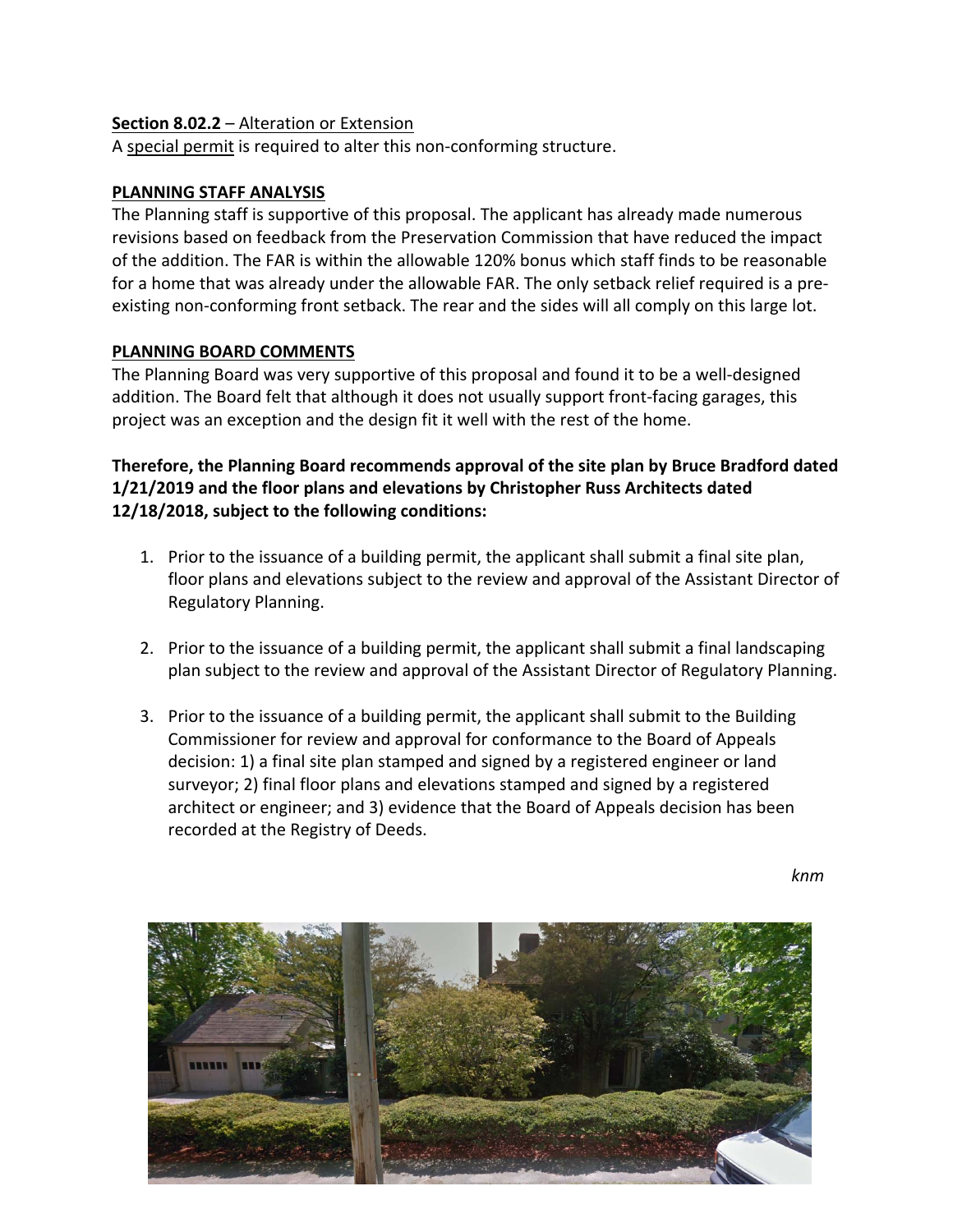**Section 8.02.2** – Alteration or Extension

A special permit is required to alter this non-conforming structure.

**PLANNING STAFF ANALYSIS**

The Planning staff is supportive of this proposal. The applicant has already made numerous revisions based on feedback from the Preservation Commission that have reduced the impact of the addition. The FAR is within the allowable 120% bonus which staff finds to be reasonable for a home that was already under the allowable FAR. The only setback relief required is a pre-existing non-conforming front setback. The rear and the sides will all comply on this large lot.

**PLANNING BOARD COMMENTS**

The Planning Board was very supportive of this proposal and found it to be a well-designed addition. The Board felt that although it does not usually support front-facing garages, this project was an exception and the design fit it well with the rest of the home.

**Therefore, the Planning Board recommends approval of the site plan by Bruce Bradford dated 1/21/2019 and the floor plans and elevations by Christopher Russ Architects dated 12/18/2018, subject to the following conditions:**

1. Prior to the issuance of a building permit, the applicant shall submit a final site plan, floor plans and elevations subject to the review and approval of the Assistant Director of Regulatory Planning.

2. Prior to the issuance of a building permit, the applicant shall submit a final landscaping plan subject to the review and approval of the Assistant Director of Regulatory Planning.

3. Prior to the issuance of a building permit, the applicant shall submit to the Building Commissioner for review and approval for conformance to the Board of Appeals decision: 1) a final site plan stamped and signed by a registered engineer or land surveyor; 2) final floor plans and elevations stamped and signed by a registered architect or engineer; and 3) evidence that the Board of Appeals decision has been recorded at the Registry of Deeds.

*knm*